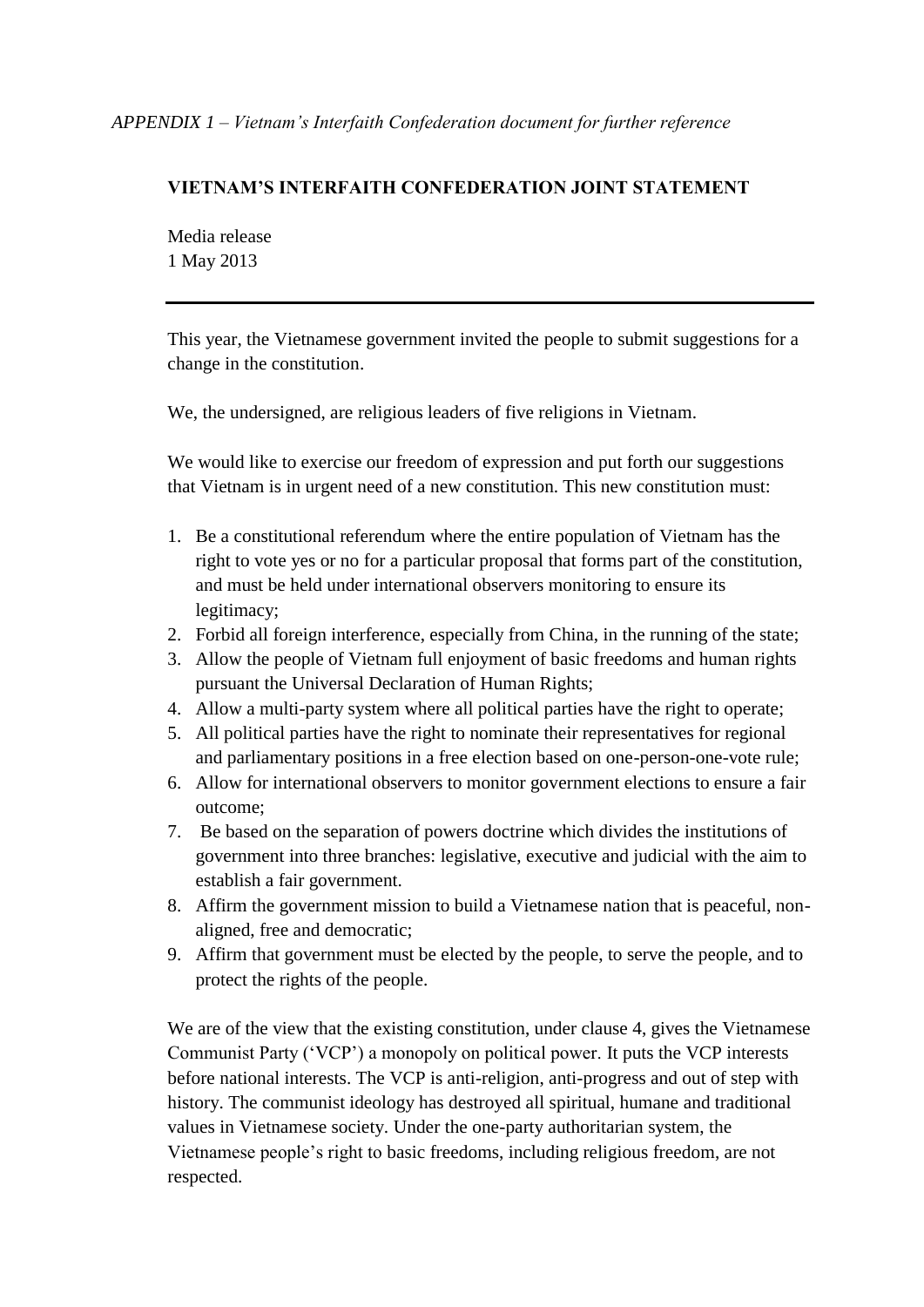*APPENDIX 1 – Vietnam's Interfaith Confederation document for further reference*

**VIETNAM'S INTERFAITH CONFEDERATION JOINT STATEMENT**

Media release
1 May 2013

---

This year, the Vietnamese government invited the people to submit suggestions for a change in the constitution.

We, the undersigned, are religious leaders of five religions in Vietnam.

We would like to exercise our freedom of expression and put forth our suggestions that Vietnam is in urgent need of a new constitution. This new constitution must:

1. Be a constitutional referendum where the entire population of Vietnam has the right to vote yes or no for a particular proposal that forms part of the constitution, and must be held under international observers monitoring to ensure its legitimacy;
2. Forbid all foreign interference, especially from China, in the running of the state;
3. Allow the people of Vietnam full enjoyment of basic freedoms and human rights pursuant the Universal Declaration of Human Rights;
4. Allow a multi-party system where all political parties have the right to operate;
5. All political parties have the right to nominate their representatives for regional and parliamentary positions in a free election based on one-person-one-vote rule;
6. Allow for international observers to monitor government elections to ensure a fair outcome;
7. Be based on the separation of powers doctrine which divides the institutions of government into three branches: legislative, executive and judicial with the aim to establish a fair government.
8. Affirm the government mission to build a Vietnamese nation that is peaceful, non-aligned, free and democratic;
9. Affirm that government must be elected by the people, to serve the people, and to protect the rights of the people.

We are of the view that the existing constitution, under clause 4, gives the Vietnamese Communist Party ('VCP') a monopoly on political power. It puts the VCP interests before national interests. The VCP is anti-religion, anti-progress and out of step with history. The communist ideology has destroyed all spiritual, humane and traditional values in Vietnamese society. Under the one-party authoritarian system, the Vietnamese people's right to basic freedoms, including religious freedom, are not respected.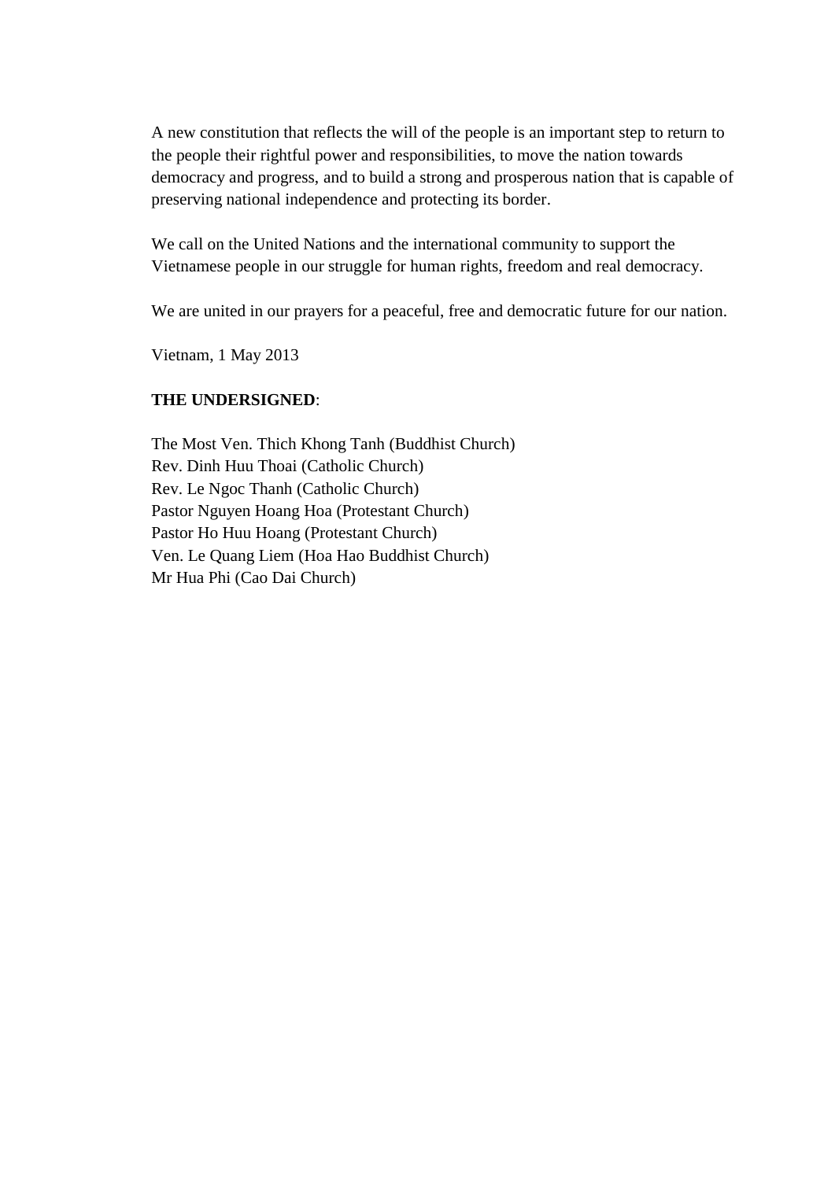A new constitution that reflects the will of the people is an important step to return to the people their rightful power and responsibilities, to move the nation towards democracy and progress, and to build a strong and prosperous nation that is capable of preserving national independence and protecting its border.

We call on the United Nations and the international community to support the Vietnamese people in our struggle for human rights, freedom and real democracy.

We are united in our prayers for a peaceful, free and democratic future for our nation.

Vietnam, 1 May 2013

**THE UNDERSIGNED**:

The Most Ven. Thich Khong Tanh (Buddhist Church)
Rev. Dinh Huu Thoai (Catholic Church)
Rev. Le Ngoc Thanh (Catholic Church)
Pastor Nguyen Hoang Hoa (Protestant Church)
Pastor Ho Huu Hoang (Protestant Church)
Ven. Le Quang Liem (Hoa Hao Buddhist Church)
Mr Hua Phi (Cao Dai Church)